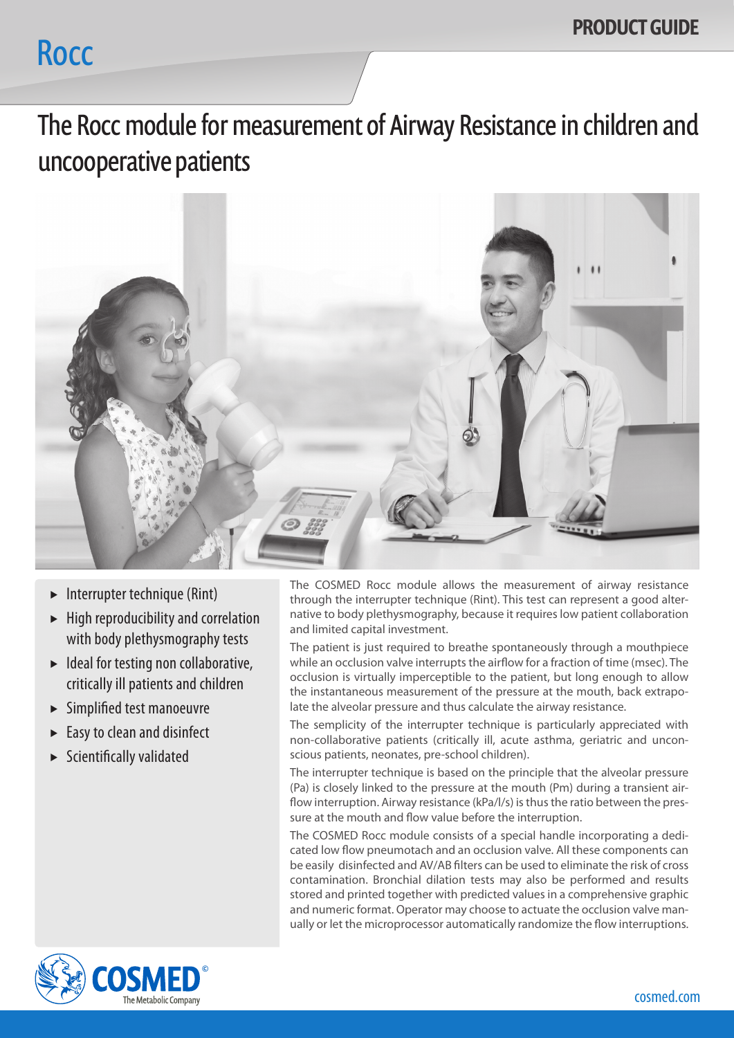# Rocc

PRODUCT GUIDE

## The Rocc module for measurement of Airway Resistance in children and uncooperative patients

- Interrupter technique (Rint)
- High reproducibility and correlation with body plethysmography tests
- Ideal for testing non collaborative, critically ill patients and children
- Simplified test manoeuvre
- Easy to clean and disinfect
- Scientifically validated

The COSMED Rocc module allows the measurement of airway resistance through the interrupter technique (Rint). This test can represent a good alternative to body plethysmography, because it requires low patient collaboration and limited capital investment.

The patient is just required to breathe spontaneously through a mouthpiece while an occlusion valve interrupts the airflow for a fraction of time (msec). The occlusion is virtually imperceptible to the patient, but long enough to allow the instantaneous measurement of the pressure at the mouth, back extrapolate the alveolar pressure and thus calculate the airway resistance.

The semplicity of the interrupter technique is particularly appreciated with non-collaborative patients (critically ill, acute asthma, geriatric and unconscious patients, neonates, pre-school children).

The interrupter technique is based on the principle that the alveolar pressure (Pa) is closely linked to the pressure at the mouth (Pm) during a transient airflow interruption. Airway resistance (kPa/l/s) is thus the ratio between the pressure at the mouth and flow value before the interruption.

The COSMED Rocc module consists of a special handle incorporating a dedicated low flow pneumotach and an occlusion valve. All these components can be easily disinfected and AV/AB filters can be used to eliminate the risk of cross contamination. Bronchial dilation tests may also be performed and results stored and printed together with predicted values in a comprehensive graphic and numeric format. Operator may choose to actuate the occlusion valve manually or let the microprocessor automatically randomize the flow interruptions.

COSMED© The Metabolic Company

cosmed.com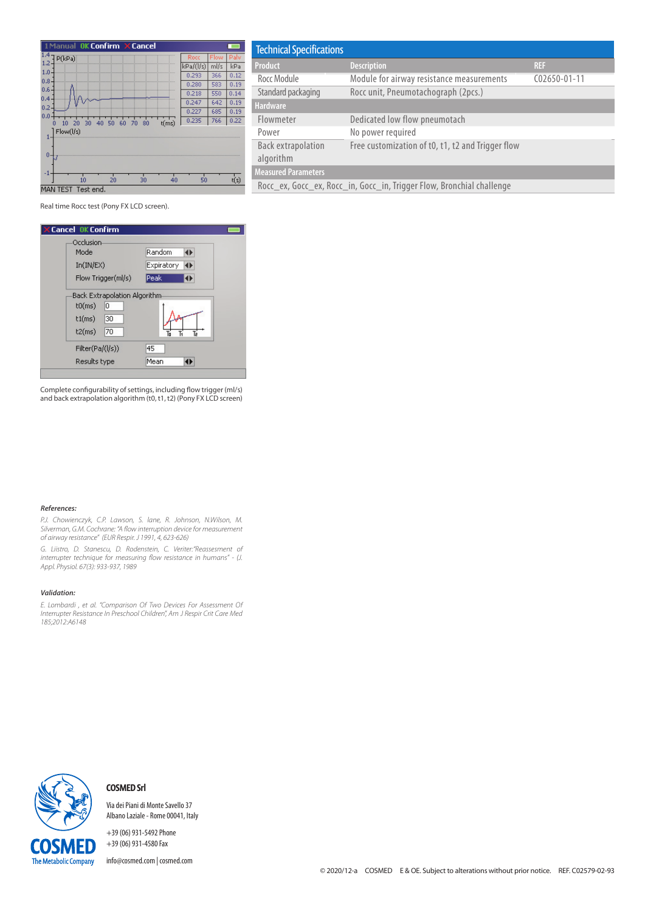1Manual OK Confirm ✕Cancel

P(kPa)

1.4
1.2
1.0
0.8
0.6
0.4
0.2
0.0

0 10 20 30 40 50 60 70 80 t(ms)

| Rocc | Flow | Palv |
|---|---|---|
| kPa/(l/s) | ml/s | kPa |
| 0.293 | 366 | 0.12 |
| 0.280 | 583 | 0.19 |
| 0.218 | 550 | 0.14 |
| 0.247 | 642 | 0.19 |
| 0.227 | 685 | 0.19 |
| 0.235 | 766 | 0.22 |

Flow(l/s)

1
0
-1

10 20 30 40 50 t(s)

MAN TEST Test end.

Real time Rocc test (Pony FX LCD screen).

✕Cancel OK Confirm

Occlusion
Mode Random
In(IN/EX) Expiratory
Flow Trigger(ml/s) Peak

Back Extrapolation Algorithm
t0(ms) 0
t1(ms) 30
t2(ms) 70

T0 T1 T2

Filter(Pa/(l/s)) 45
Results type Mean

Complete configurability of settings, including flow trigger (ml/s) and back extrapolation algorithm (t0, t1, t2) (Pony FX LCD screen)

## Technical Specifications

| Product | Description | REF |
|---|---|---|
| Rocc Module | Module for airway resistance measurements | C02650-01-11 |
| Standard packaging | Rocc unit, Pneumotachograph (2pcs.) | |
| **Hardware** | | |
| Flowmeter | Dedicated low flow pneumotach | |
| Power | No power required | |
| Back extrapolation algorithm | Free customization of t0, t1, t2 and Trigger flow | |
| **Measured Parameters** | | |
| Rocc_ex, Gocc_ex, Rocc_in, Gocc_in, Trigger Flow, Bronchial challenge | | |

***References:***

*P.J. Chowienczyk, C.P. Lawson, S. lane, R. Johnson, N.Wilson, M. Silverman, G.M. Cochrane: "A flow interruption device for measurement of airway resistance" (EUR Respir. J 1991, 4, 623-626)*

*G. Liistro, D. Stanescu, D. Rodenstein, C. Veriter:"Reassessment of interrupter technique for measuring flow resistance in humans" - (J. Appl. Physiol. 67(3): 933-937, 1989*

***Validation:***

*E. Lombardi , et al. "Comparison Of Two Devices For Assessment Of Interrupter Resistance In Preschool Children", Am J Respir Crit Care Med 185;2012:A6148*

COSMED
The Metabolic Company

**COSMED Srl**

Via dei Piani di Monte Savello 37
Albano Laziale - Rome 00041, Italy

+39 (06) 931-5492 Phone
+39 (06) 931-4580 Fax

info@cosmed.com | cosmed.com

© 2020/12-a COSMED E & OE. Subject to alterations without prior notice. REF. C02579-02-93